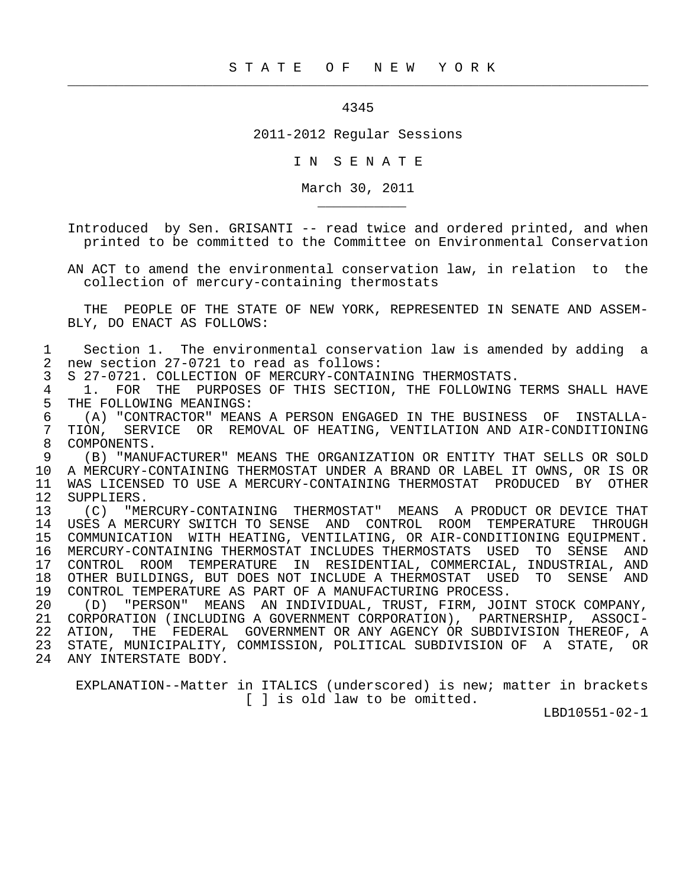S T A T E   O F   N E W   Y O R K

---

4345

2011-2012 Regular Sessions

I N  S E N A T E

March 30, 2011

---

Introduced by Sen. GRISANTI -- read twice and ordered printed, and when printed to be committed to the Committee on Environmental Conservation

AN ACT to amend the environmental conservation law, in relation to the collection of mercury-containing thermostats

THE PEOPLE OF THE STATE OF NEW YORK, REPRESENTED IN SENATE AND ASSEMBLY, DO ENACT AS FOLLOWS:

1 Section 1. The environmental conservation law is amended by adding a
2 new section 27-0721 to read as follows:
3 S 27-0721. COLLECTION OF MERCURY-CONTAINING THERMOSTATS.
4 1. FOR THE PURPOSES OF THIS SECTION, THE FOLLOWING TERMS SHALL HAVE
5 THE FOLLOWING MEANINGS:
6 (A) "CONTRACTOR" MEANS A PERSON ENGAGED IN THE BUSINESS OF INSTALLA-
7 TION, SERVICE OR REMOVAL OF HEATING, VENTILATION AND AIR-CONDITIONING
8 COMPONENTS.
9 (B) "MANUFACTURER" MEANS THE ORGANIZATION OR ENTITY THAT SELLS OR SOLD
10 A MERCURY-CONTAINING THERMOSTAT UNDER A BRAND OR LABEL IT OWNS, OR IS OR
11 WAS LICENSED TO USE A MERCURY-CONTAINING THERMOSTAT PRODUCED BY OTHER
12 SUPPLIERS.
13 (C) "MERCURY-CONTAINING THERMOSTAT" MEANS A PRODUCT OR DEVICE THAT
14 USES A MERCURY SWITCH TO SENSE AND CONTROL ROOM TEMPERATURE THROUGH
15 COMMUNICATION WITH HEATING, VENTILATING, OR AIR-CONDITIONING EQUIPMENT.
16 MERCURY-CONTAINING THERMOSTAT INCLUDES THERMOSTATS USED TO SENSE AND
17 CONTROL ROOM TEMPERATURE IN RESIDENTIAL, COMMERCIAL, INDUSTRIAL, AND
18 OTHER BUILDINGS, BUT DOES NOT INCLUDE A THERMOSTAT USED TO SENSE AND
19 CONTROL TEMPERATURE AS PART OF A MANUFACTURING PROCESS.
20 (D) "PERSON" MEANS AN INDIVIDUAL, TRUST, FIRM, JOINT STOCK COMPANY,
21 CORPORATION (INCLUDING A GOVERNMENT CORPORATION), PARTNERSHIP, ASSOCI-
22 ATION, THE FEDERAL GOVERNMENT OR ANY AGENCY OR SUBDIVISION THEREOF, A
23 STATE, MUNICIPALITY, COMMISSION, POLITICAL SUBDIVISION OF A STATE, OR
24 ANY INTERSTATE BODY.

EXPLANATION--Matter in ITALICS (underscored) is new; matter in brackets [ ] is old law to be omitted.

LBD10551-02-1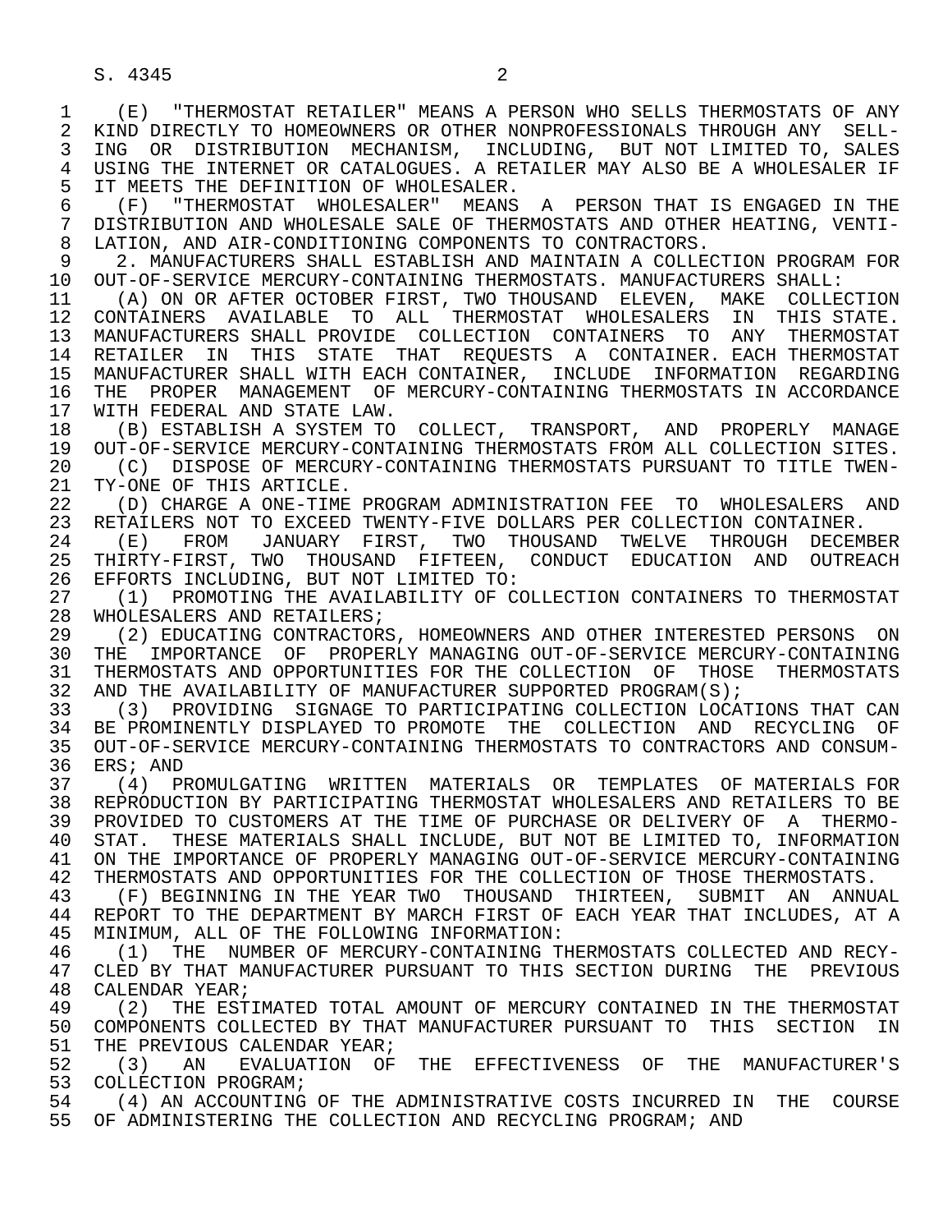(E) "THERMOSTAT RETAILER" MEANS A PERSON WHO SELLS THERMOSTATS OF ANY KIND DIRECTLY TO HOMEOWNERS OR OTHER NONPROFESSIONALS THROUGH ANY SELLING OR DISTRIBUTION MECHANISM, INCLUDING, BUT NOT LIMITED TO, SALES USING THE INTERNET OR CATALOGUES. A RETAILER MAY ALSO BE A WHOLESALER IF IT MEETS THE DEFINITION OF WHOLESALER.

(F) "THERMOSTAT WHOLESALER" MEANS A PERSON THAT IS ENGAGED IN THE DISTRIBUTION AND WHOLESALE SALE OF THERMOSTATS AND OTHER HEATING, VENTILATION, AND AIR-CONDITIONING COMPONENTS TO CONTRACTORS.

2. MANUFACTURERS SHALL ESTABLISH AND MAINTAIN A COLLECTION PROGRAM FOR OUT-OF-SERVICE MERCURY-CONTAINING THERMOSTATS. MANUFACTURERS SHALL:

(A) ON OR AFTER OCTOBER FIRST, TWO THOUSAND ELEVEN, MAKE COLLECTION CONTAINERS AVAILABLE TO ALL THERMOSTAT WHOLESALERS IN THIS STATE. MANUFACTURERS SHALL PROVIDE COLLECTION CONTAINERS TO ANY THERMOSTAT RETAILER IN THIS STATE THAT REQUESTS A CONTAINER. EACH THERMOSTAT MANUFACTURER SHALL WITH EACH CONTAINER, INCLUDE INFORMATION REGARDING THE PROPER MANAGEMENT OF MERCURY-CONTAINING THERMOSTATS IN ACCORDANCE WITH FEDERAL AND STATE LAW.

(B) ESTABLISH A SYSTEM TO COLLECT, TRANSPORT, AND PROPERLY MANAGE OUT-OF-SERVICE MERCURY-CONTAINING THERMOSTATS FROM ALL COLLECTION SITES.

(C) DISPOSE OF MERCURY-CONTAINING THERMOSTATS PURSUANT TO TITLE TWENTY-ONE OF THIS ARTICLE.

(D) CHARGE A ONE-TIME PROGRAM ADMINISTRATION FEE TO WHOLESALERS AND RETAILERS NOT TO EXCEED TWENTY-FIVE DOLLARS PER COLLECTION CONTAINER.

(E) FROM JANUARY FIRST, TWO THOUSAND TWELVE THROUGH DECEMBER THIRTY-FIRST, TWO THOUSAND FIFTEEN, CONDUCT EDUCATION AND OUTREACH EFFORTS INCLUDING, BUT NOT LIMITED TO:

(1) PROMOTING THE AVAILABILITY OF COLLECTION CONTAINERS TO THERMOSTAT WHOLESALERS AND RETAILERS;

(2) EDUCATING CONTRACTORS, HOMEOWNERS AND OTHER INTERESTED PERSONS ON THE IMPORTANCE OF PROPERLY MANAGING OUT-OF-SERVICE MERCURY-CONTAINING THERMOSTATS AND OPPORTUNITIES FOR THE COLLECTION OF THOSE THERMOSTATS AND THE AVAILABILITY OF MANUFACTURER SUPPORTED PROGRAM(S);

(3) PROVIDING SIGNAGE TO PARTICIPATING COLLECTION LOCATIONS THAT CAN BE PROMINENTLY DISPLAYED TO PROMOTE THE COLLECTION AND RECYCLING OF OUT-OF-SERVICE MERCURY-CONTAINING THERMOSTATS TO CONTRACTORS AND CONSUMERS; AND

(4) PROMULGATING WRITTEN MATERIALS OR TEMPLATES OF MATERIALS FOR REPRODUCTION BY PARTICIPATING THERMOSTAT WHOLESALERS AND RETAILERS TO BE PROVIDED TO CUSTOMERS AT THE TIME OF PURCHASE OR DELIVERY OF A THERMOSTAT. THESE MATERIALS SHALL INCLUDE, BUT NOT BE LIMITED TO, INFORMATION ON THE IMPORTANCE OF PROPERLY MANAGING OUT-OF-SERVICE MERCURY-CONTAINING THERMOSTATS AND OPPORTUNITIES FOR THE COLLECTION OF THOSE THERMOSTATS.

(F) BEGINNING IN THE YEAR TWO THOUSAND THIRTEEN, SUBMIT AN ANNUAL REPORT TO THE DEPARTMENT BY MARCH FIRST OF EACH YEAR THAT INCLUDES, AT A MINIMUM, ALL OF THE FOLLOWING INFORMATION:

(1) THE NUMBER OF MERCURY-CONTAINING THERMOSTATS COLLECTED AND RECYCLED BY THAT MANUFACTURER PURSUANT TO THIS SECTION DURING THE PREVIOUS CALENDAR YEAR;

(2) THE ESTIMATED TOTAL AMOUNT OF MERCURY CONTAINED IN THE THERMOSTAT COMPONENTS COLLECTED BY THAT MANUFACTURER PURSUANT TO THIS SECTION IN THE PREVIOUS CALENDAR YEAR;

(3) AN EVALUATION OF THE EFFECTIVENESS OF THE MANUFACTURER'S COLLECTION PROGRAM;

(4) AN ACCOUNTING OF THE ADMINISTRATIVE COSTS INCURRED IN THE COURSE OF ADMINISTERING THE COLLECTION AND RECYCLING PROGRAM; AND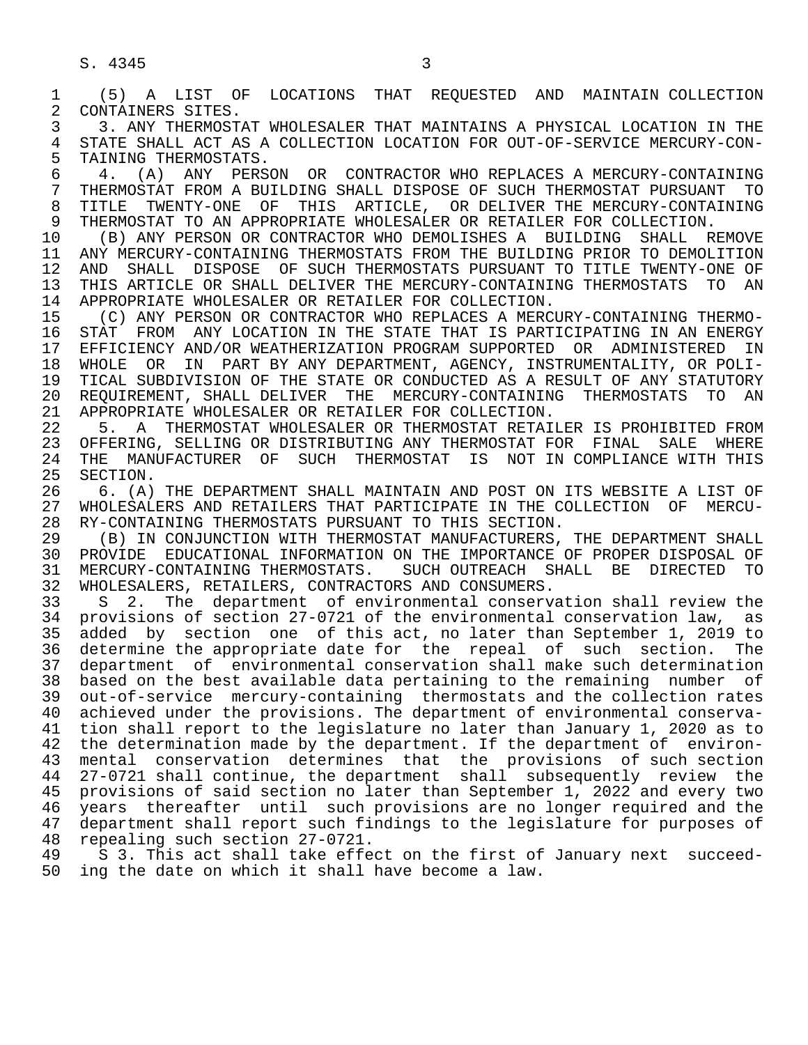(5) A LIST OF LOCATIONS THAT REQUESTED AND MAINTAIN COLLECTION CONTAINERS SITES.

3. ANY THERMOSTAT WHOLESALER THAT MAINTAINS A PHYSICAL LOCATION IN THE STATE SHALL ACT AS A COLLECTION LOCATION FOR OUT-OF-SERVICE MERCURY-CONTAINING THERMOSTATS.

4. (A) ANY PERSON OR CONTRACTOR WHO REPLACES A MERCURY-CONTAINING THERMOSTAT FROM A BUILDING SHALL DISPOSE OF SUCH THERMOSTAT PURSUANT TO TITLE TWENTY-ONE OF THIS ARTICLE, OR DELIVER THE MERCURY-CONTAINING THERMOSTAT TO AN APPROPRIATE WHOLESALER OR RETAILER FOR COLLECTION.

(B) ANY PERSON OR CONTRACTOR WHO DEMOLISHES A BUILDING SHALL REMOVE ANY MERCURY-CONTAINING THERMOSTATS FROM THE BUILDING PRIOR TO DEMOLITION AND SHALL DISPOSE OF SUCH THERMOSTATS PURSUANT TO TITLE TWENTY-ONE OF THIS ARTICLE OR SHALL DELIVER THE MERCURY-CONTAINING THERMOSTATS TO AN APPROPRIATE WHOLESALER OR RETAILER FOR COLLECTION.

(C) ANY PERSON OR CONTRACTOR WHO REPLACES A MERCURY-CONTAINING THERMOSTAT FROM ANY LOCATION IN THE STATE THAT IS PARTICIPATING IN AN ENERGY EFFICIENCY AND/OR WEATHERIZATION PROGRAM SUPPORTED OR ADMINISTERED IN WHOLE OR IN PART BY ANY DEPARTMENT, AGENCY, INSTRUMENTALITY, OR POLITICAL SUBDIVISION OF THE STATE OR CONDUCTED AS A RESULT OF ANY STATUTORY REQUIREMENT, SHALL DELIVER THE MERCURY-CONTAINING THERMOSTATS TO AN APPROPRIATE WHOLESALER OR RETAILER FOR COLLECTION.

5. A THERMOSTAT WHOLESALER OR THERMOSTAT RETAILER IS PROHIBITED FROM OFFERING, SELLING OR DISTRIBUTING ANY THERMOSTAT FOR FINAL SALE WHERE THE MANUFACTURER OF SUCH THERMOSTAT IS NOT IN COMPLIANCE WITH THIS SECTION.

6. (A) THE DEPARTMENT SHALL MAINTAIN AND POST ON ITS WEBSITE A LIST OF WHOLESALERS AND RETAILERS THAT PARTICIPATE IN THE COLLECTION OF MERCURY-CONTAINING THERMOSTATS PURSUANT TO THIS SECTION.

(B) IN CONJUNCTION WITH THERMOSTAT MANUFACTURERS, THE DEPARTMENT SHALL PROVIDE EDUCATIONAL INFORMATION ON THE IMPORTANCE OF PROPER DISPOSAL OF MERCURY-CONTAINING THERMOSTATS. SUCH OUTREACH SHALL BE DIRECTED TO WHOLESALERS, RETAILERS, CONTRACTORS AND CONSUMERS.

S 2. The department of environmental conservation shall review the provisions of section 27-0721 of the environmental conservation law, as added by section one of this act, no later than September 1, 2019 to determine the appropriate date for the repeal of such section. The department of environmental conservation shall make such determination based on the best available data pertaining to the remaining number of out-of-service mercury-containing thermostats and the collection rates achieved under the provisions. The department of environmental conservation shall report to the legislature no later than January 1, 2020 as to the determination made by the department. If the department of environmental conservation determines that the provisions of such section 27-0721 shall continue, the department shall subsequently review the provisions of said section no later than September 1, 2022 and every two years thereafter until such provisions are no longer required and the department shall report such findings to the legislature for purposes of repealing such section 27-0721.

S 3. This act shall take effect on the first of January next succeeding the date on which it shall have become a law.